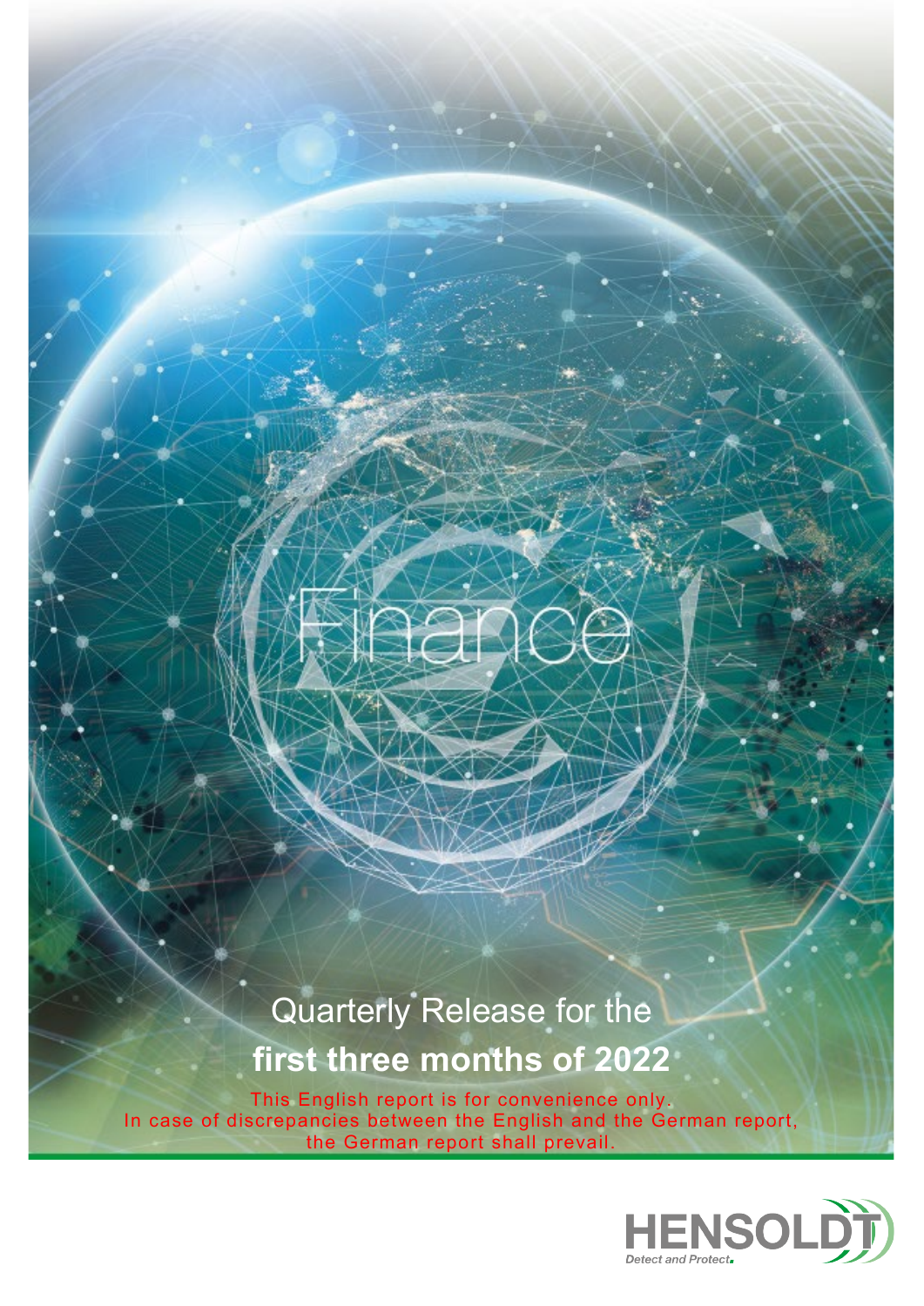Finance

Quarterly Release for the
**first three months of 2022**

This English report is for convenience only.
In case of discrepancies between the English and the German report, the German report shall prevail.

HENSOLDT
*Detect and Protect.*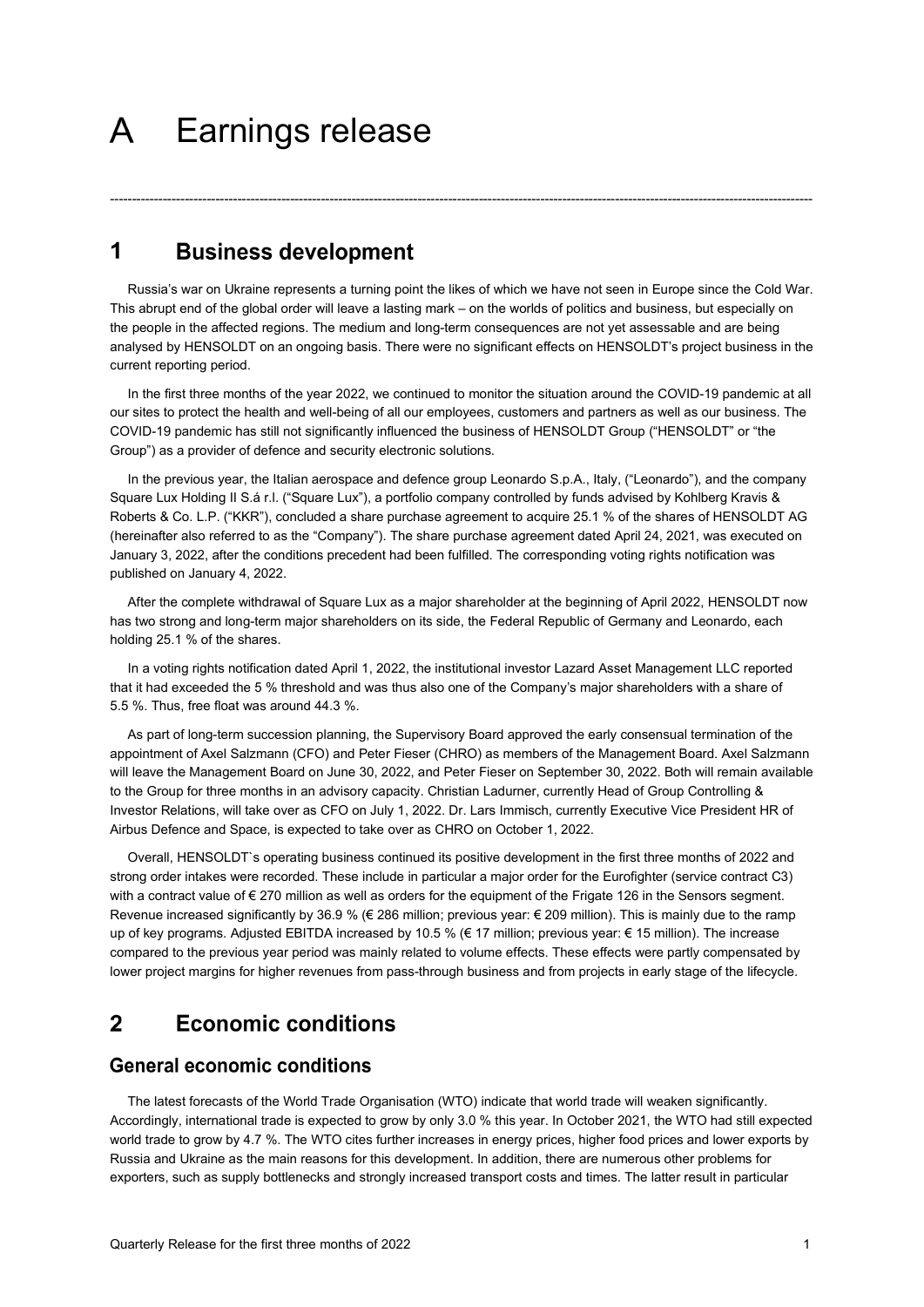# A Earnings release

---

## 1 Business development

Russia's war on Ukraine represents a turning point the likes of which we have not seen in Europe since the Cold War. This abrupt end of the global order will leave a lasting mark – on the worlds of politics and business, but especially on the people in the affected regions. The medium and long-term consequences are not yet assessable and are being analysed by HENSOLDT on an ongoing basis. There were no significant effects on HENSOLDT's project business in the current reporting period.

In the first three months of the year 2022, we continued to monitor the situation around the COVID-19 pandemic at all our sites to protect the health and well-being of all our employees, customers and partners as well as our business. The COVID-19 pandemic has still not significantly influenced the business of HENSOLDT Group ("HENSOLDT" or "the Group") as a provider of defence and security electronic solutions.

In the previous year, the Italian aerospace and defence group Leonardo S.p.A., Italy, ("Leonardo"), and the company Square Lux Holding II S.á r.l. ("Square Lux"), a portfolio company controlled by funds advised by Kohlberg Kravis & Roberts & Co. L.P. ("KKR"), concluded a share purchase agreement to acquire 25.1 % of the shares of HENSOLDT AG (hereinafter also referred to as the "Company"). The share purchase agreement dated April 24, 2021, was executed on January 3, 2022, after the conditions precedent had been fulfilled. The corresponding voting rights notification was published on January 4, 2022.

After the complete withdrawal of Square Lux as a major shareholder at the beginning of April 2022, HENSOLDT now has two strong and long-term major shareholders on its side, the Federal Republic of Germany and Leonardo, each holding 25.1 % of the shares.

In a voting rights notification dated April 1, 2022, the institutional investor Lazard Asset Management LLC reported that it had exceeded the 5 % threshold and was thus also one of the Company's major shareholders with a share of 5.5 %. Thus, free float was around 44.3 %.

As part of long-term succession planning, the Supervisory Board approved the early consensual termination of the appointment of Axel Salzmann (CFO) and Peter Fieser (CHRO) as members of the Management Board. Axel Salzmann will leave the Management Board on June 30, 2022, and Peter Fieser on September 30, 2022. Both will remain available to the Group for three months in an advisory capacity. Christian Ladurner, currently Head of Group Controlling & Investor Relations, will take over as CFO on July 1, 2022. Dr. Lars Immisch, currently Executive Vice President HR of Airbus Defence and Space, is expected to take over as CHRO on October 1, 2022.

Overall, HENSOLDT`s operating business continued its positive development in the first three months of 2022 and strong order intakes were recorded. These include in particular a major order for the Eurofighter (service contract C3) with a contract value of € 270 million as well as orders for the equipment of the Frigate 126 in the Sensors segment. Revenue increased significantly by 36.9 % (€ 286 million; previous year: € 209 million). This is mainly due to the ramp up of key programs. Adjusted EBITDA increased by 10.5 % (€ 17 million; previous year: € 15 million). The increase compared to the previous year period was mainly related to volume effects. These effects were partly compensated by lower project margins for higher revenues from pass-through business and from projects in early stage of the lifecycle.

## 2 Economic conditions

### General economic conditions

The latest forecasts of the World Trade Organisation (WTO) indicate that world trade will weaken significantly. Accordingly, international trade is expected to grow by only 3.0 % this year. In October 2021, the WTO had still expected world trade to grow by 4.7 %. The WTO cites further increases in energy prices, higher food prices and lower exports by Russia and Ukraine as the main reasons for this development. In addition, there are numerous other problems for exporters, such as supply bottlenecks and strongly increased transport costs and times. The latter result in particular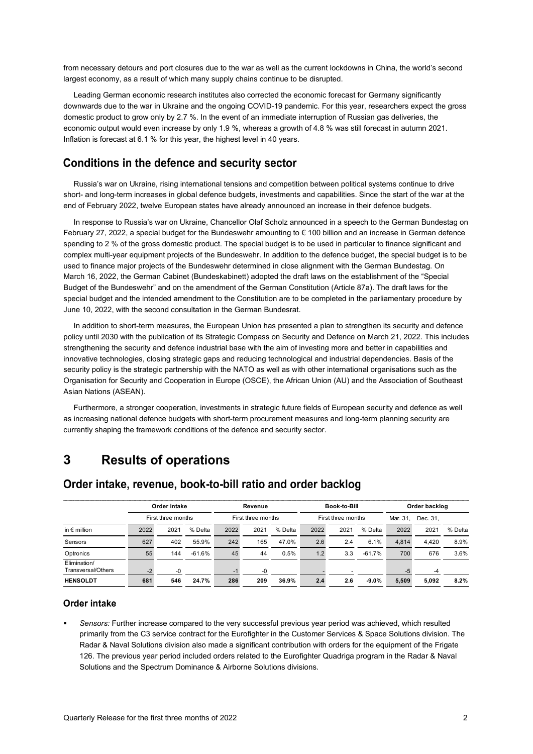from necessary detours and port closures due to the war as well as the current lockdowns in China, the world's second largest economy, as a result of which many supply chains continue to be disrupted.

Leading German economic research institutes also corrected the economic forecast for Germany significantly downwards due to the war in Ukraine and the ongoing COVID-19 pandemic. For this year, researchers expect the gross domestic product to grow only by 2.7 %. In the event of an immediate interruption of Russian gas deliveries, the economic output would even increase by only 1.9 %, whereas a growth of 4.8 % was still forecast in autumn 2021. Inflation is forecast at 6.1 % for this year, the highest level in 40 years.

## Conditions in the defence and security sector

Russia's war on Ukraine, rising international tensions and competition between political systems continue to drive short- and long-term increases in global defence budgets, investments and capabilities. Since the start of the war at the end of February 2022, twelve European states have already announced an increase in their defence budgets.

In response to Russia's war on Ukraine, Chancellor Olaf Scholz announced in a speech to the German Bundestag on February 27, 2022, a special budget for the Bundeswehr amounting to € 100 billion and an increase in German defence spending to 2 % of the gross domestic product. The special budget is to be used in particular to finance significant and complex multi-year equipment projects of the Bundeswehr. In addition to the defence budget, the special budget is to be used to finance major projects of the Bundeswehr determined in close alignment with the German Bundestag. On March 16, 2022, the German Cabinet (Bundeskabinett) adopted the draft laws on the establishment of the "Special Budget of the Bundeswehr" and on the amendment of the German Constitution (Article 87a). The draft laws for the special budget and the intended amendment to the Constitution are to be completed in the parliamentary procedure by June 10, 2022, with the second consultation in the German Bundesrat.

In addition to short-term measures, the European Union has presented a plan to strengthen its security and defence policy until 2030 with the publication of its Strategic Compass on Security and Defence on March 21, 2022. This includes strengthening the security and defence industrial base with the aim of investing more and better in capabilities and innovative technologies, closing strategic gaps and reducing technological and industrial dependencies. Basis of the security policy is the strategic partnership with the NATO as well as with other international organisations such as the Organisation for Security and Cooperation in Europe (OSCE), the African Union (AU) and the Association of Southeast Asian Nations (ASEAN).

Furthermore, a stronger cooperation, investments in strategic future fields of European security and defence as well as increasing national defence budgets with short-term procurement measures and long-term planning security are currently shaping the framework conditions of the defence and security sector.

# 3 Results of operations

## Order intake, revenue, book-to-bill ratio and order backlog

| | Order intake | | | Revenue | | | Book-to-Bill | | | Order backlog | | |
|---|---|---|---|---|---|---|---|---|---|---|---|---|
| | First three months | | | First three months | | | First three months | | | Mar. 31, | Dec. 31, | |
| in € million | 2022 | 2021 | % Delta | 2022 | 2021 | % Delta | 2022 | 2021 | % Delta | 2022 | 2021 | % Delta |
| Sensors | 627 | 402 | 55.9% | 242 | 165 | 47.0% | 2.6 | 2.4 | 6.1% | 4,814 | 4,420 | 8.9% |
| Optronics | 55 | 144 | -61.6% | 45 | 44 | 0.5% | 1.2 | 3.3 | -61.7% | 700 | 676 | 3.6% |
| Elimination/ Transversal/Others | -2 | -0 | | -1 | -0 | | - | - | | -5 | -4 | |
| **HENSOLDT** | **681** | **546** | **24.7%** | **286** | **209** | **36.9%** | **2.4** | **2.6** | **-9.0%** | **5,509** | **5,092** | **8.2%** |

### Order intake

- *Sensors:* Further increase compared to the very successful previous year period was achieved, which resulted primarily from the C3 service contract for the Eurofighter in the Customer Services & Space Solutions division. The Radar & Naval Solutions division also made a significant contribution with orders for the equipment of the Frigate 126. The previous year period included orders related to the Eurofighter Quadriga program in the Radar & Naval Solutions and the Spectrum Dominance & Airborne Solutions divisions.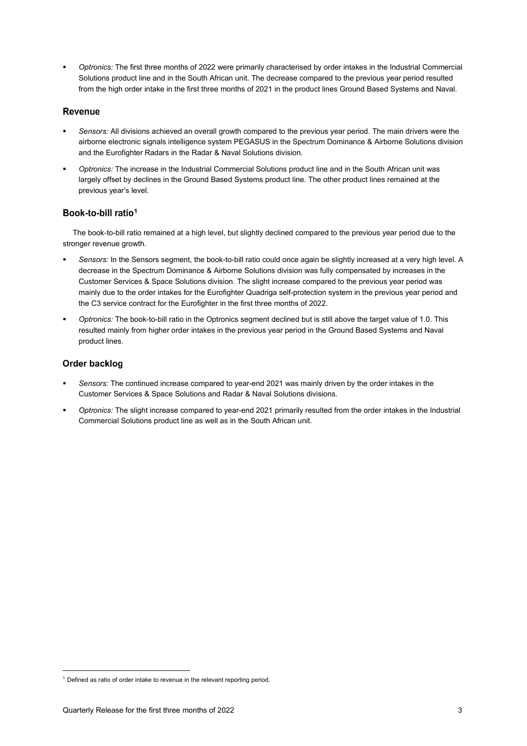- *Optronics:* The first three months of 2022 were primarily characterised by order intakes in the Industrial Commercial Solutions product line and in the South African unit. The decrease compared to the previous year period resulted from the high order intake in the first three months of 2021 in the product lines Ground Based Systems and Naval.

## Revenue

- *Sensors:* All divisions achieved an overall growth compared to the previous year period. The main drivers were the airborne electronic signals intelligence system PEGASUS in the Spectrum Dominance & Airborne Solutions division and the Eurofighter Radars in the Radar & Naval Solutions division.
- *Optronics:* The increase in the Industrial Commercial Solutions product line and in the South African unit was largely offset by declines in the Ground Based Systems product line. The other product lines remained at the previous year's level.

## Book-to-bill ratio[1]

The book-to-bill ratio remained at a high level, but slightly declined compared to the previous year period due to the stronger revenue growth.

- *Sensors:* In the Sensors segment, the book-to-bill ratio could once again be slightly increased at a very high level. A decrease in the Spectrum Dominance & Airborne Solutions division was fully compensated by increases in the Customer Services & Space Solutions division. The slight increase compared to the previous year period was mainly due to the order intakes for the Eurofighter Quadriga self-protection system in the previous year period and the C3 service contract for the Eurofighter in the first three months of 2022.
- *Optronics:* The book-to-bill ratio in the Optronics segment declined but is still above the target value of 1.0. This resulted mainly from higher order intakes in the previous year period in the Ground Based Systems and Naval product lines.

## Order backlog

- *Sensors:* The continued increase compared to year-end 2021 was mainly driven by the order intakes in the Customer Services & Space Solutions and Radar & Naval Solutions divisions.
- *Optronics:* The slight increase compared to year-end 2021 primarily resulted from the order intakes in the Industrial Commercial Solutions product line as well as in the South African unit.

[1] Defined as ratio of order intake to revenue in the relevant reporting period.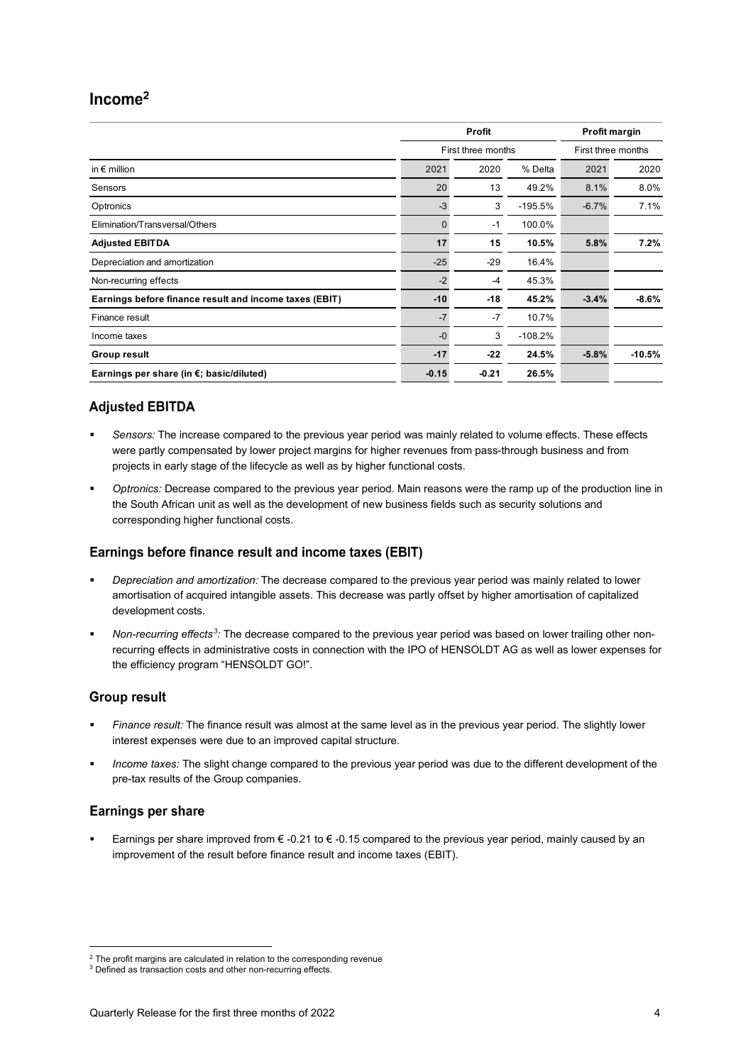## Income[2]

| | Profit | | | Profit margin | |
|---|---|---|---|---|---|
| | First three months | | | First three months | |
| in € million | 2021 | 2020 | % Delta | 2021 | 2020 |
| Sensors | 20 | 13 | 49.2% | 8.1% | 8.0% |
| Optronics | -3 | 3 | -195.5% | -6.7% | 7.1% |
| Elimination/Transversal/Others | 0 | -1 | 100.0% | | |
| **Adjusted EBITDA** | **17** | **15** | **10.5%** | **5.8%** | **7.2%** |
| Depreciation and amortization | -25 | -29 | 16.4% | | |
| Non-recurring effects | -2 | -4 | 45.3% | | |
| **Earnings before finance result and income taxes (EBIT)** | **-10** | **-18** | **45.2%** | **-3.4%** | **-8.6%** |
| Finance result | -7 | -7 | 10.7% | | |
| Income taxes | -0 | 3 | -108.2% | | |
| **Group result** | **-17** | **-22** | **24.5%** | **-5.8%** | **-10.5%** |
| **Earnings per share (in €; basic/diluted)** | **-0.15** | **-0.21** | **26.5%** | | |

### Adjusted EBITDA

- *Sensors:* The increase compared to the previous year period was mainly related to volume effects. These effects were partly compensated by lower project margins for higher revenues from pass-through business and from projects in early stage of the lifecycle as well as by higher functional costs.
- *Optronics:* Decrease compared to the previous year period. Main reasons were the ramp up of the production line in the South African unit as well as the development of new business fields such as security solutions and corresponding higher functional costs.

### Earnings before finance result and income taxes (EBIT)

- *Depreciation and amortization:* The decrease compared to the previous year period was mainly related to lower amortisation of acquired intangible assets. This decrease was partly offset by higher amortisation of capitalized development costs.
- *Non-recurring effects[3]:* The decrease compared to the previous year period was based on lower trailing other non-recurring effects in administrative costs in connection with the IPO of HENSOLDT AG as well as lower expenses for the efficiency program "HENSOLDT GO!".

### Group result

- *Finance result:* The finance result was almost at the same level as in the previous year period. The slightly lower interest expenses were due to an improved capital structure.
- *Income taxes:* The slight change compared to the previous year period was due to the different development of the pre-tax results of the Group companies.

### Earnings per share

- Earnings per share improved from € -0.21 to € -0.15 compared to the previous year period, mainly caused by an improvement of the result before finance result and income taxes (EBIT).

[2] The profit margins are calculated in relation to the corresponding revenue

[3] Defined as transaction costs and other non-recurring effects.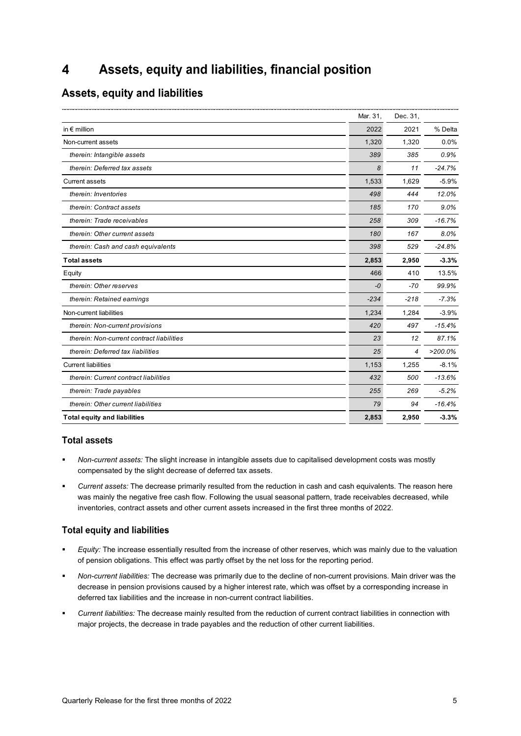# 4 Assets, equity and liabilities, financial position

## Assets, equity and liabilities

| in € million | Mar. 31, 2022 | Dec. 31, 2021 | % Delta |
|---|---|---|---|
| Non-current assets | 1,320 | 1,320 | 0.0% |
| *therein: Intangible assets* | *389* | *385* | *0.9%* |
| *therein: Deferred tax assets* | *8* | *11* | *-24.7%* |
| Current assets | 1,533 | 1,629 | -5.9% |
| *therein: Inventories* | *498* | *444* | *12.0%* |
| *therein: Contract assets* | *185* | *170* | *9.0%* |
| *therein: Trade receivables* | *258* | *309* | *-16.7%* |
| *therein: Other current assets* | *180* | *167* | *8.0%* |
| *therein: Cash and cash equivalents* | *398* | *529* | *-24.8%* |
| **Total assets** | **2,853** | **2,950** | **-3.3%** |
| Equity | 466 | 410 | 13.5% |
| *therein: Other reserves* | *-0* | *-70* | *99.9%* |
| *therein: Retained earnings* | *-234* | *-218* | *-7.3%* |
| Non-current liabilities | 1,234 | 1,284 | -3.9% |
| *therein: Non-current provisions* | *420* | *497* | *-15.4%* |
| *therein: Non-current contract liabilities* | *23* | *12* | *87.1%* |
| *therein: Deferred tax liabilities* | *25* | *4* | *>200.0%* |
| Current liabilities | 1,153 | 1,255 | -8.1% |
| *therein: Current contract liabilities* | *432* | *500* | *-13.6%* |
| *therein: Trade payables* | *255* | *269* | *-5.2%* |
| *therein: Other current liabilities* | *79* | *94* | *-16.4%* |
| **Total equity and liabilities** | **2,853** | **2,950** | **-3.3%** |

### Total assets

- *Non-current assets:* The slight increase in intangible assets due to capitalised development costs was mostly compensated by the slight decrease of deferred tax assets.
- *Current assets:* The decrease primarily resulted from the reduction in cash and cash equivalents. The reason here was mainly the negative free cash flow. Following the usual seasonal pattern, trade receivables decreased, while inventories, contract assets and other current assets increased in the first three months of 2022.

### Total equity and liabilities

- *Equity:* The increase essentially resulted from the increase of other reserves, which was mainly due to the valuation of pension obligations. This effect was partly offset by the net loss for the reporting period.
- *Non-current liabilities:* The decrease was primarily due to the decline of non-current provisions. Main driver was the decrease in pension provisions caused by a higher interest rate, which was offset by a corresponding increase in deferred tax liabilities and the increase in non-current contract liabilities.
- *Current liabilities:* The decrease mainly resulted from the reduction of current contract liabilities in connection with major projects, the decrease in trade payables and the reduction of other current liabilities.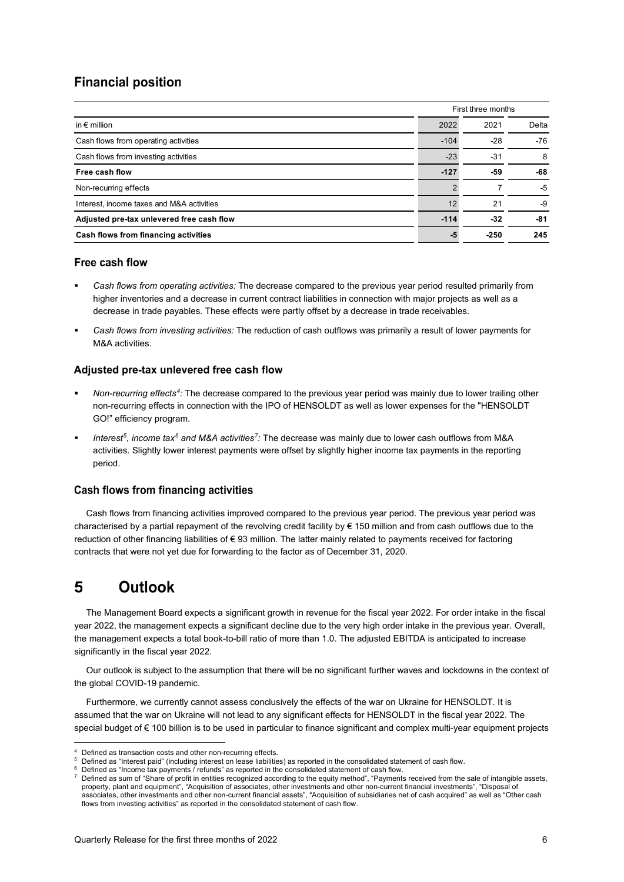## Financial position

| in € million | First three months 2022 | 2021 | Delta |
|---|---|---|---|
| Cash flows from operating activities | -104 | -28 | -76 |
| Cash flows from investing activities | -23 | -31 | 8 |
| **Free cash flow** | **-127** | **-59** | **-68** |
| Non-recurring effects | 2 | 7 | -5 |
| Interest, income taxes and M&A activities | 12 | 21 | -9 |
| **Adjusted pre-tax unlevered free cash flow** | **-114** | **-32** | **-81** |
| **Cash flows from financing activities** | **-5** | **-250** | **245** |

### Free cash flow

- *Cash flows from operating activities:* The decrease compared to the previous year period resulted primarily from higher inventories and a decrease in current contract liabilities in connection with major projects as well as a decrease in trade payables. These effects were partly offset by a decrease in trade receivables.
- *Cash flows from investing activities:* The reduction of cash outflows was primarily a result of lower payments for M&A activities.

### Adjusted pre-tax unlevered free cash flow

- *Non-recurring effects[4]:* The decrease compared to the previous year period was mainly due to lower trailing other non-recurring effects in connection with the IPO of HENSOLDT as well as lower expenses for the "HENSOLDT GO!" efficiency program.
- *Interest[5], income tax[6] and M&A activities[7]:* The decrease was mainly due to lower cash outflows from M&A activities. Slightly lower interest payments were offset by slightly higher income tax payments in the reporting period.

### Cash flows from financing activities

Cash flows from financing activities improved compared to the previous year period. The previous year period was characterised by a partial repayment of the revolving credit facility by € 150 million and from cash outflows due to the reduction of other financing liabilities of € 93 million. The latter mainly related to payments received for factoring contracts that were not yet due for forwarding to the factor as of December 31, 2020.

# 5 Outlook

The Management Board expects a significant growth in revenue for the fiscal year 2022. For order intake in the fiscal year 2022, the management expects a significant decline due to the very high order intake in the previous year. Overall, the management expects a total book-to-bill ratio of more than 1.0. The adjusted EBITDA is anticipated to increase significantly in the fiscal year 2022.

Our outlook is subject to the assumption that there will be no significant further waves and lockdowns in the context of the global COVID-19 pandemic.

Furthermore, we currently cannot assess conclusively the effects of the war on Ukraine for HENSOLDT. It is assumed that the war on Ukraine will not lead to any significant effects for HENSOLDT in the fiscal year 2022. The special budget of € 100 billion is to be used in particular to finance significant and complex multi-year equipment projects

---

[4] Defined as transaction costs and other non-recurring effects.

[5] Defined as "Interest paid" (including interest on lease liabilities) as reported in the consolidated statement of cash flow.

[6] Defined as "Income tax payments / refunds" as reported in the consolidated statement of cash flow.

[7] Defined as sum of "Share of profit in entities recognized according to the equity method", "Payments received from the sale of intangible assets, property, plant and equipment", "Acquisition of associates, other investments and other non-current financial investments", "Disposal of associates, other investments and other non-current financial assets", "Acquisition of subsidiaries net of cash acquired" as well as "Other cash flows from investing activities" as reported in the consolidated statement of cash flow.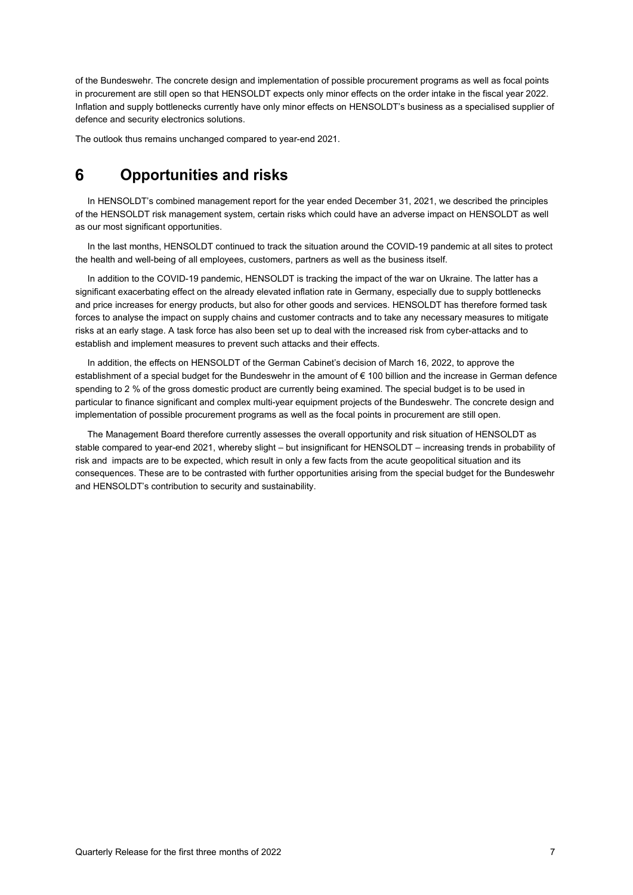of the Bundeswehr. The concrete design and implementation of possible procurement programs as well as focal points in procurement are still open so that HENSOLDT expects only minor effects on the order intake in the fiscal year 2022. Inflation and supply bottlenecks currently have only minor effects on HENSOLDT's business as a specialised supplier of defence and security electronics solutions.

The outlook thus remains unchanged compared to year-end 2021.

# 6 Opportunities and risks

In HENSOLDT's combined management report for the year ended December 31, 2021, we described the principles of the HENSOLDT risk management system, certain risks which could have an adverse impact on HENSOLDT as well as our most significant opportunities.

In the last months, HENSOLDT continued to track the situation around the COVID-19 pandemic at all sites to protect the health and well-being of all employees, customers, partners as well as the business itself.

In addition to the COVID-19 pandemic, HENSOLDT is tracking the impact of the war on Ukraine. The latter has a significant exacerbating effect on the already elevated inflation rate in Germany, especially due to supply bottlenecks and price increases for energy products, but also for other goods and services. HENSOLDT has therefore formed task forces to analyse the impact on supply chains and customer contracts and to take any necessary measures to mitigate risks at an early stage. A task force has also been set up to deal with the increased risk from cyber-attacks and to establish and implement measures to prevent such attacks and their effects.

In addition, the effects on HENSOLDT of the German Cabinet's decision of March 16, 2022, to approve the establishment of a special budget for the Bundeswehr in the amount of € 100 billion and the increase in German defence spending to 2 % of the gross domestic product are currently being examined. The special budget is to be used in particular to finance significant and complex multi-year equipment projects of the Bundeswehr. The concrete design and implementation of possible procurement programs as well as the focal points in procurement are still open.

The Management Board therefore currently assesses the overall opportunity and risk situation of HENSOLDT as stable compared to year-end 2021, whereby slight – but insignificant for HENSOLDT – increasing trends in probability of risk and impacts are to be expected, which result in only a few facts from the acute geopolitical situation and its consequences. These are to be contrasted with further opportunities arising from the special budget for the Bundeswehr and HENSOLDT's contribution to security and sustainability.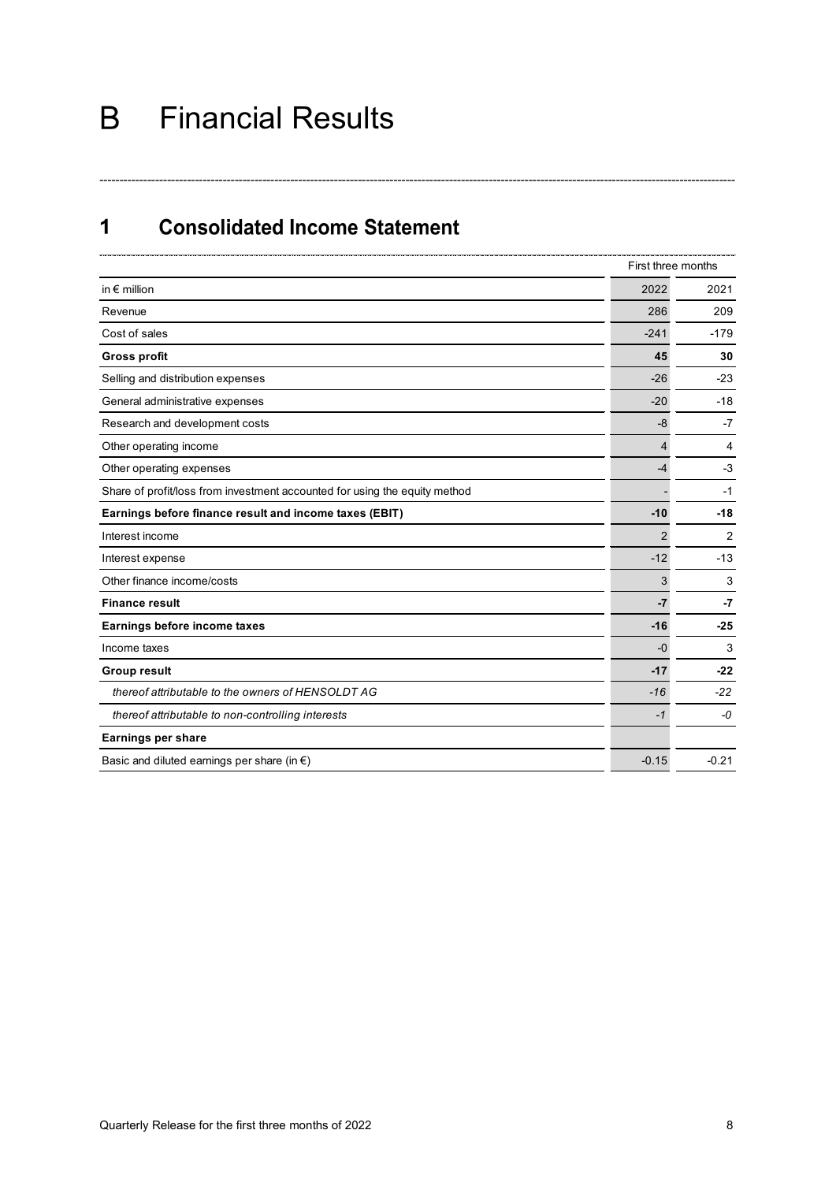# B Financial Results

## 1 Consolidated Income Statement

| | First three months | |
|---|---|---|
| in € million | 2022 | 2021 |
| Revenue | 286 | 209 |
| Cost of sales | -241 | -179 |
| **Gross profit** | **45** | **30** |
| Selling and distribution expenses | -26 | -23 |
| General administrative expenses | -20 | -18 |
| Research and development costs | -8 | -7 |
| Other operating income | 4 | 4 |
| Other operating expenses | -4 | -3 |
| Share of profit/loss from investment accounted for using the equity method | - | -1 |
| **Earnings before finance result and income taxes (EBIT)** | **-10** | **-18** |
| Interest income | 2 | 2 |
| Interest expense | -12 | -13 |
| Other finance income/costs | 3 | 3 |
| **Finance result** | **-7** | **-7** |
| **Earnings before income taxes** | **-16** | **-25** |
| Income taxes | -0 | 3 |
| **Group result** | **-17** | **-22** |
| *thereof attributable to the owners of HENSOLDT AG* | *-16* | *-22* |
| *thereof attributable to non-controlling interests* | *-1* | *-0* |
| **Earnings per share** | | |
| Basic and diluted earnings per share (in €) | -0.15 | -0.21 |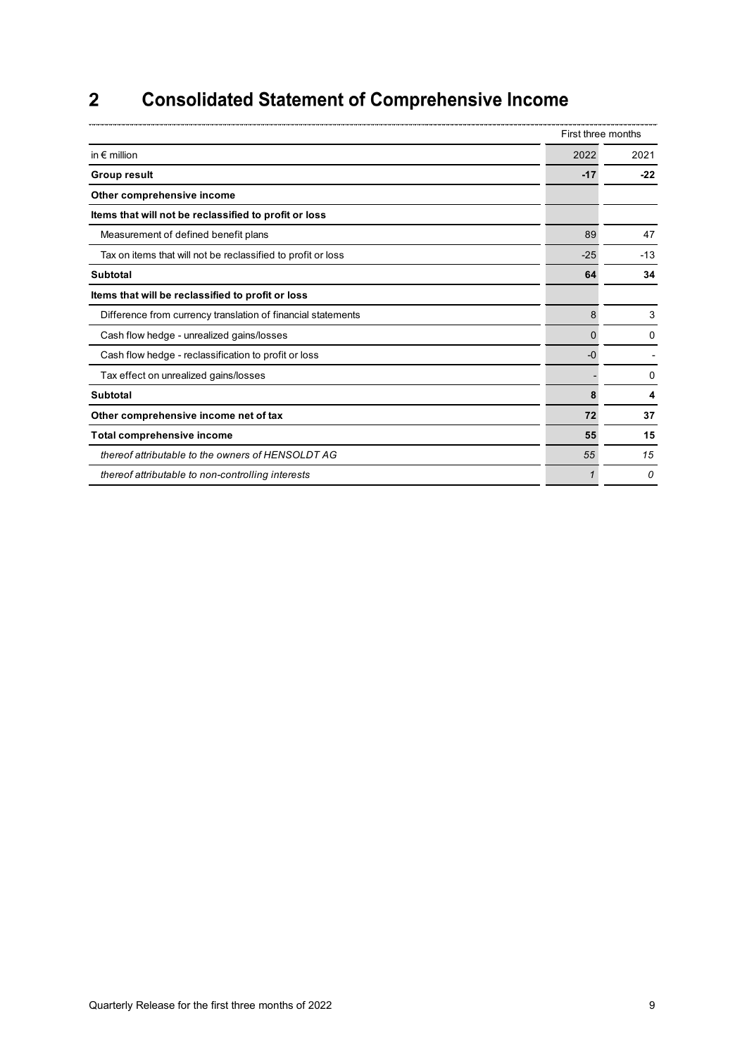# 2 Consolidated Statement of Comprehensive Income

| | First three months | |
|---|---|---|
| in € million | 2022 | 2021 |
| **Group result** | **-17** | **-22** |
| **Other comprehensive income** | | |
| **Items that will not be reclassified to profit or loss** | | |
| Measurement of defined benefit plans | 89 | 47 |
| Tax on items that will not be reclassified to profit or loss | -25 | -13 |
| **Subtotal** | **64** | **34** |
| **Items that will be reclassified to profit or loss** | | |
| Difference from currency translation of financial statements | 8 | 3 |
| Cash flow hedge - unrealized gains/losses | 0 | 0 |
| Cash flow hedge - reclassification to profit or loss | -0 | - |
| Tax effect on unrealized gains/losses | - | 0 |
| **Subtotal** | **8** | **4** |
| **Other comprehensive income net of tax** | **72** | **37** |
| **Total comprehensive income** | **55** | **15** |
| *thereof attributable to the owners of HENSOLDT AG* | *55* | *15* |
| *thereof attributable to non-controlling interests* | *1* | *0* |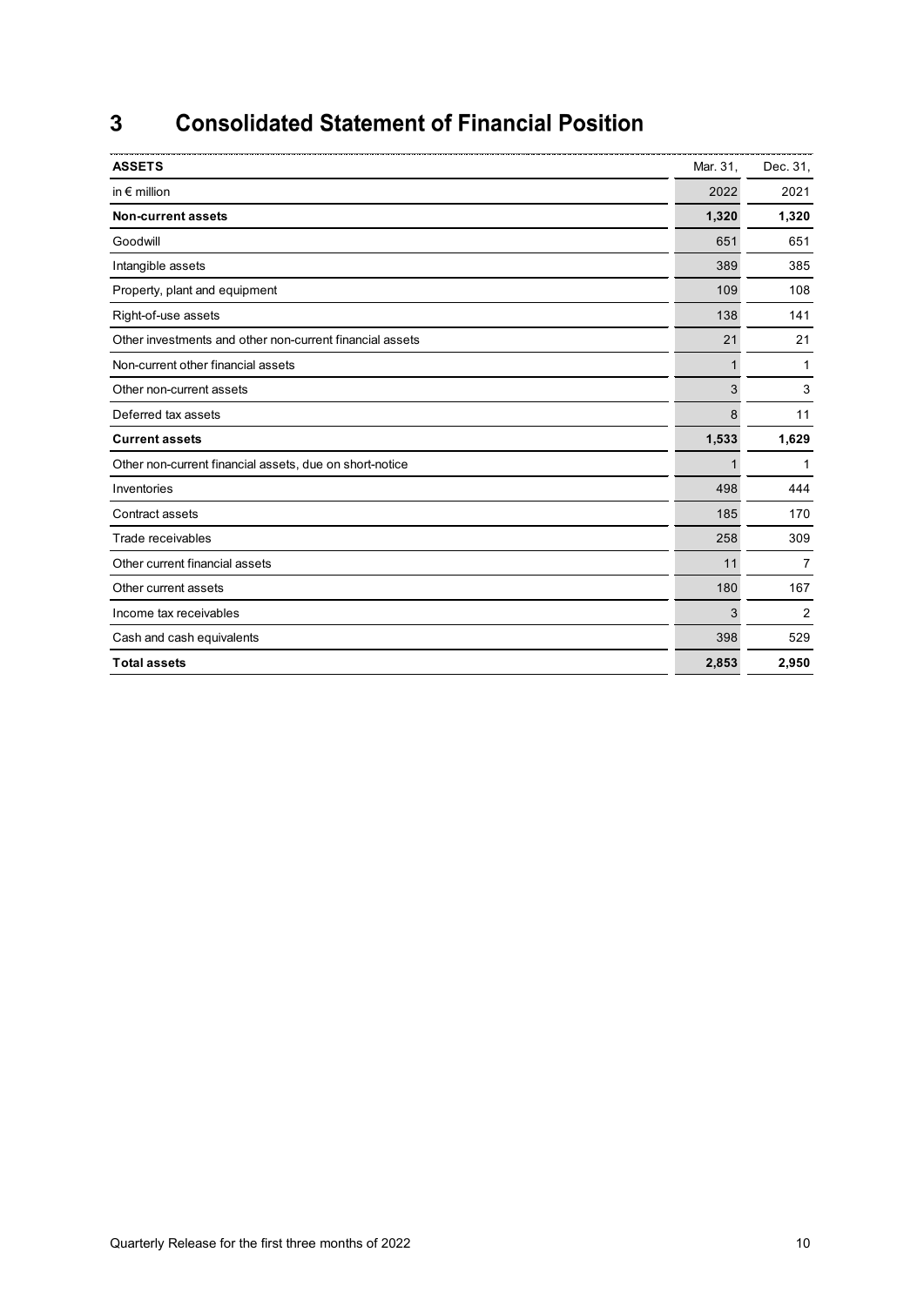# 3 Consolidated Statement of Financial Position

| ASSETS | Mar. 31, | Dec. 31, |
|---|---|---|
| in € million | 2022 | 2021 |
| **Non-current assets** | **1,320** | **1,320** |
| Goodwill | 651 | 651 |
| Intangible assets | 389 | 385 |
| Property, plant and equipment | 109 | 108 |
| Right-of-use assets | 138 | 141 |
| Other investments and other non-current financial assets | 21 | 21 |
| Non-current other financial assets | 1 | 1 |
| Other non-current assets | 3 | 3 |
| Deferred tax assets | 8 | 11 |
| **Current assets** | **1,533** | **1,629** |
| Other non-current financial assets, due on short-notice | 1 | 1 |
| Inventories | 498 | 444 |
| Contract assets | 185 | 170 |
| Trade receivables | 258 | 309 |
| Other current financial assets | 11 | 7 |
| Other current assets | 180 | 167 |
| Income tax receivables | 3 | 2 |
| Cash and cash equivalents | 398 | 529 |
| **Total assets** | **2,853** | **2,950** |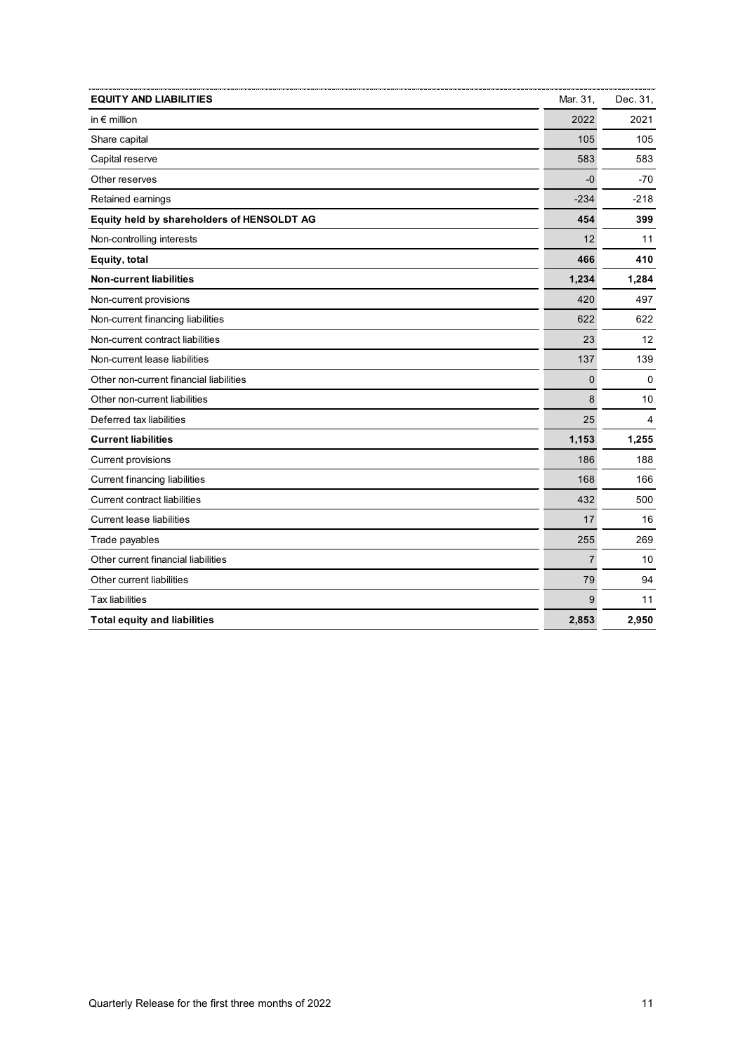| EQUITY AND LIABILITIES | Mar. 31, | Dec. 31, |
|---|---|---|
| in € million | 2022 | 2021 |
| Share capital | 105 | 105 |
| Capital reserve | 583 | 583 |
| Other reserves | -0 | -70 |
| Retained earnings | -234 | -218 |
| **Equity held by shareholders of HENSOLDT AG** | **454** | **399** |
| Non-controlling interests | 12 | 11 |
| **Equity, total** | **466** | **410** |
| **Non-current liabilities** | **1,234** | **1,284** |
| Non-current provisions | 420 | 497 |
| Non-current financing liabilities | 622 | 622 |
| Non-current contract liabilities | 23 | 12 |
| Non-current lease liabilities | 137 | 139 |
| Other non-current financial liabilities | 0 | 0 |
| Other non-current liabilities | 8 | 10 |
| Deferred tax liabilities | 25 | 4 |
| **Current liabilities** | **1,153** | **1,255** |
| Current provisions | 186 | 188 |
| Current financing liabilities | 168 | 166 |
| Current contract liabilities | 432 | 500 |
| Current lease liabilities | 17 | 16 |
| Trade payables | 255 | 269 |
| Other current financial liabilities | 7 | 10 |
| Other current liabilities | 79 | 94 |
| Tax liabilities | 9 | 11 |
| **Total equity and liabilities** | **2,853** | **2,950** |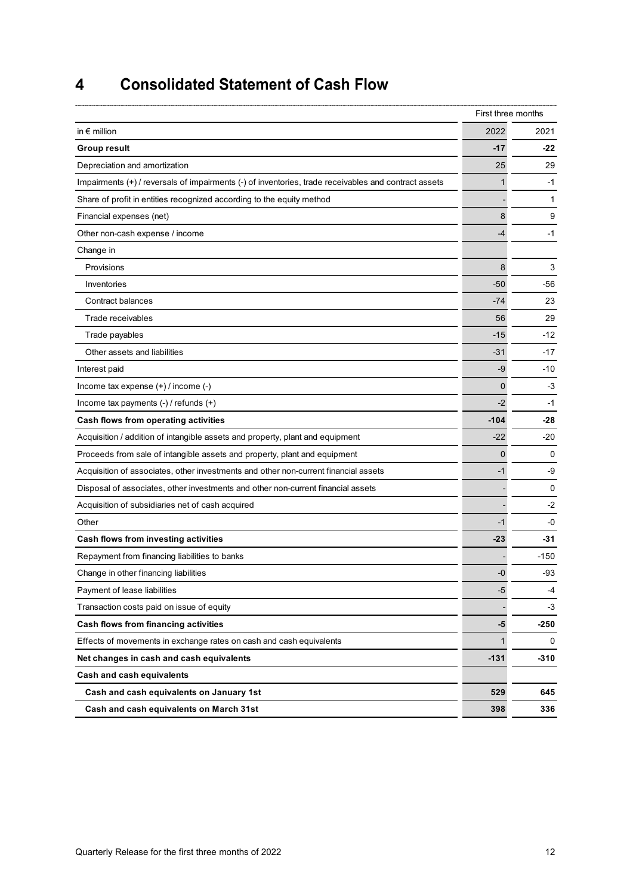# 4 Consolidated Statement of Cash Flow

| | First three months | |
|---|---|---|
| in € million | 2022 | 2021 |
| **Group result** | **-17** | **-22** |
| Depreciation and amortization | 25 | 29 |
| Impairments (+) / reversals of impairments (-) of inventories, trade receivables and contract assets | 1 | -1 |
| Share of profit in entities recognized according to the equity method | - | 1 |
| Financial expenses (net) | 8 | 9 |
| Other non-cash expense / income | -4 | -1 |
| Change in | | |
| Provisions | 8 | 3 |
| Inventories | -50 | -56 |
| Contract balances | -74 | 23 |
| Trade receivables | 56 | 29 |
| Trade payables | -15 | -12 |
| Other assets and liabilities | -31 | -17 |
| Interest paid | -9 | -10 |
| Income tax expense (+) / income (-) | 0 | -3 |
| Income tax payments (-) / refunds (+) | -2 | -1 |
| **Cash flows from operating activities** | **-104** | **-28** |
| Acquisition / addition of intangible assets and property, plant and equipment | -22 | -20 |
| Proceeds from sale of intangible assets and property, plant and equipment | 0 | 0 |
| Acquisition of associates, other investments and other non-current financial assets | -1 | -9 |
| Disposal of associates, other investments and other non-current financial assets | - | 0 |
| Acquisition of subsidiaries net of cash acquired | - | -2 |
| Other | -1 | -0 |
| **Cash flows from investing activities** | **-23** | **-31** |
| Repayment from financing liabilities to banks | - | -150 |
| Change in other financing liabilities | -0 | -93 |
| Payment of lease liabilities | -5 | -4 |
| Transaction costs paid on issue of equity | - | -3 |
| **Cash flows from financing activities** | **-5** | **-250** |
| Effects of movements in exchange rates on cash and cash equivalents | 1 | 0 |
| **Net changes in cash and cash equivalents** | **-131** | **-310** |
| **Cash and cash equivalents** | | |
| **Cash and cash equivalents on January 1st** | **529** | **645** |
| **Cash and cash equivalents on March 31st** | **398** | **336** |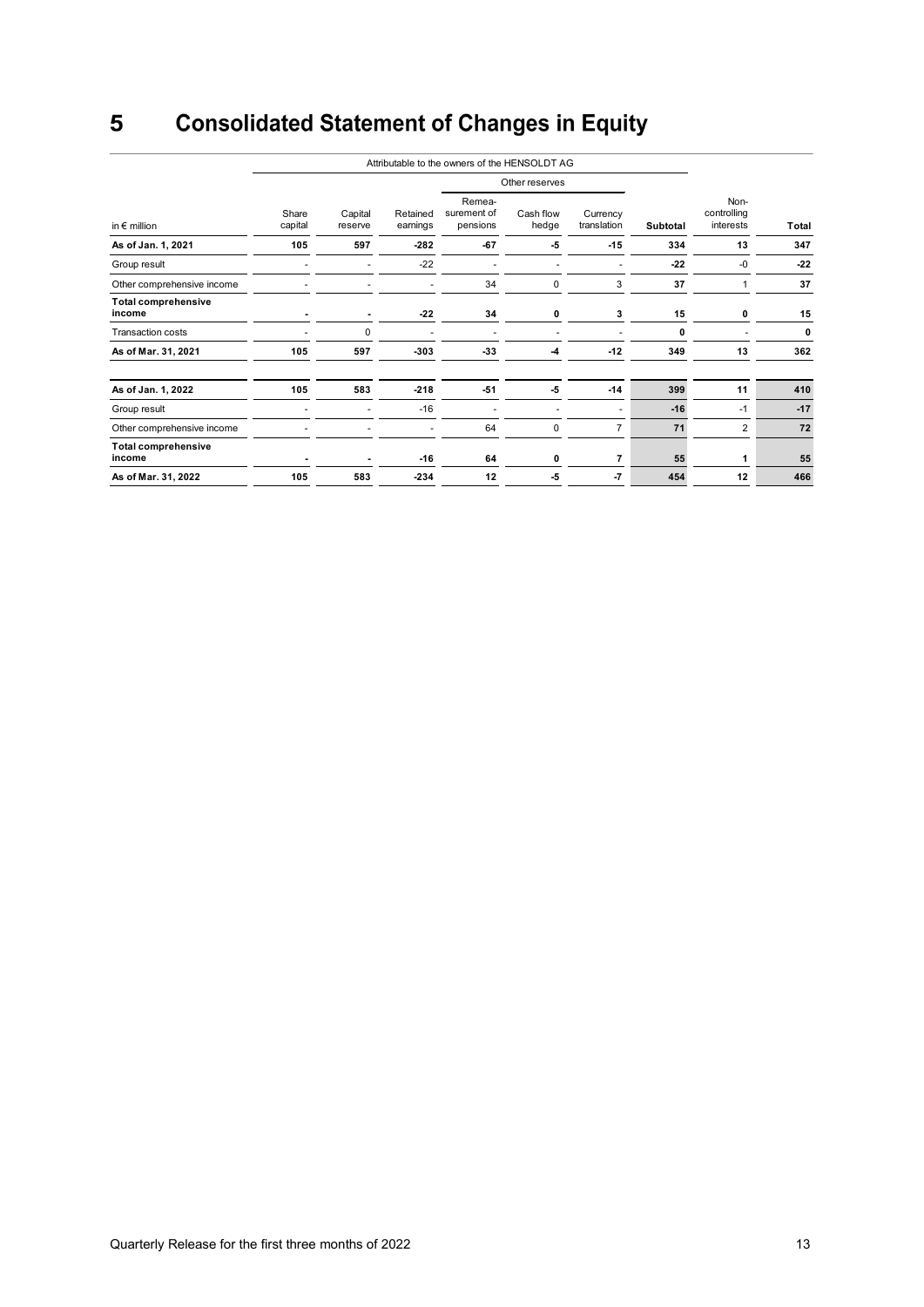# 5 Consolidated Statement of Changes in Equity

| in € million | Attributable to the owners of the HENSOLDT AG | | | | | | | | |
|---|---|---|---|---|---|---|---|---|---|
| | | | | Other reserves | | | | | |
| | Share capital | Capital reserve | Retained earnings | Remea-surement of pensions | Cash flow hedge | Currency translation | **Subtotal** | Non-controlling interests | **Total** |
| **As of Jan. 1, 2021** | **105** | **597** | **-282** | **-67** | **-5** | **-15** | **334** | **13** | **347** |
| Group result | - | - | -22 | - | - | - | **-22** | -0 | **-22** |
| Other comprehensive income | - | - | - | 34 | 0 | 3 | **37** | 1 | **37** |
| **Total comprehensive income** | **-** | **-** | **-22** | **34** | **0** | **3** | **15** | **0** | **15** |
| Transaction costs | - | 0 | - | - | - | - | **0** | - | **0** |
| **As of Mar. 31, 2021** | **105** | **597** | **-303** | **-33** | **-4** | **-12** | **349** | **13** | **362** |
| **As of Jan. 1, 2022** | **105** | **583** | **-218** | **-51** | **-5** | **-14** | **399** | **11** | **410** |
| Group result | - | - | -16 | - | - | - | **-16** | -1 | **-17** |
| Other comprehensive income | - | - | - | 64 | 0 | 7 | **71** | 2 | **72** |
| **Total comprehensive income** | **-** | **-** | **-16** | **64** | **0** | **7** | **55** | **1** | **55** |
| **As of Mar. 31, 2022** | **105** | **583** | **-234** | **12** | **-5** | **-7** | **454** | **12** | **466** |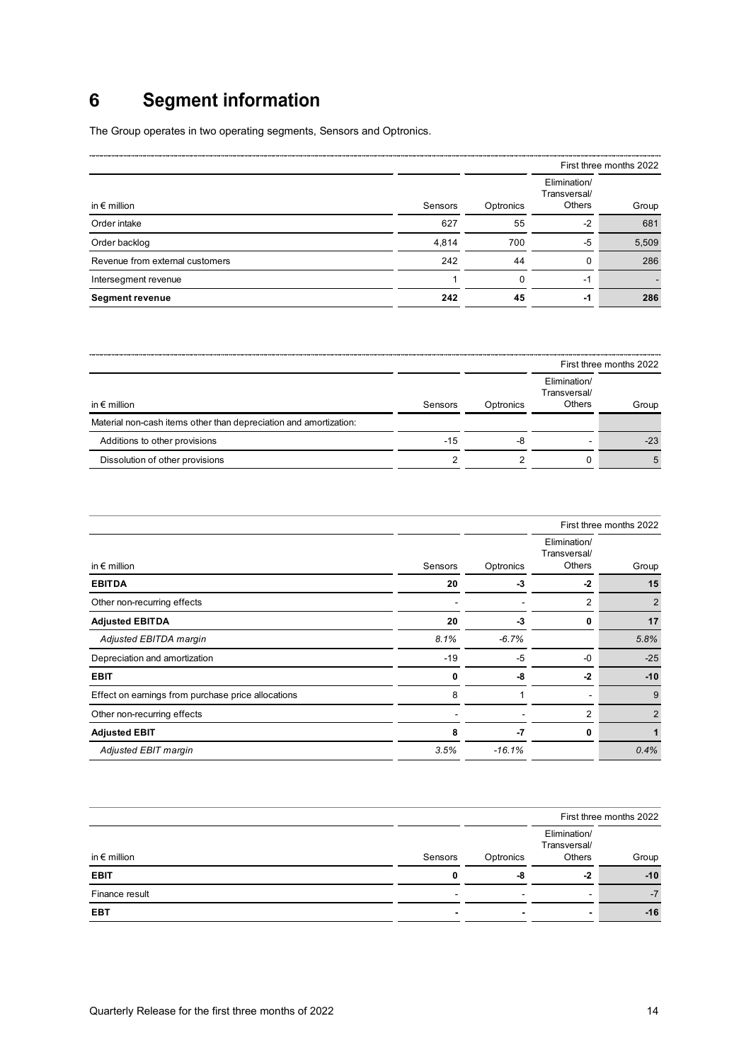# 6 Segment information

The Group operates in two operating segments, Sensors and Optronics.

| | | | | First three months 2022 |
|---|---|---|---|---|
| in € million | Sensors | Optronics | Elimination/ Transversal/ Others | Group |
| Order intake | 627 | 55 | -2 | 681 |
| Order backlog | 4,814 | 700 | -5 | 5,509 |
| Revenue from external customers | 242 | 44 | 0 | 286 |
| Intersegment revenue | 1 | 0 | -1 | - |
| **Segment revenue** | **242** | **45** | **-1** | **286** |

| | | | | First three months 2022 |
|---|---|---|---|---|
| in € million | Sensors | Optronics | Elimination/ Transversal/ Others | Group |
| Material non-cash items other than depreciation and amortization: | | | | |
| Additions to other provisions | -15 | -8 | - | -23 |
| Dissolution of other provisions | 2 | 2 | 0 | 5 |

| | | | | First three months 2022 |
|---|---|---|---|---|
| in € million | Sensors | Optronics | Elimination/ Transversal/ Others | Group |
| **EBITDA** | **20** | **-3** | **-2** | **15** |
| Other non-recurring effects | - | - | 2 | 2 |
| **Adjusted EBITDA** | **20** | **-3** | **0** | **17** |
| *Adjusted EBITDA margin* | *8.1%* | *-6.7%* | | *5.8%* |
| Depreciation and amortization | -19 | -5 | -0 | -25 |
| **EBIT** | **0** | **-8** | **-2** | **-10** |
| Effect on earnings from purchase price allocations | 8 | 1 | - | 9 |
| Other non-recurring effects | - | - | 2 | 2 |
| **Adjusted EBIT** | **8** | **-7** | **0** | **1** |
| *Adjusted EBIT margin* | *3.5%* | *-16.1%* | | *0.4%* |

| | | | | First three months 2022 |
|---|---|---|---|---|
| in € million | Sensors | Optronics | Elimination/ Transversal/ Others | Group |
| **EBIT** | **0** | **-8** | **-2** | **-10** |
| Finance result | - | - | - | -7 |
| **EBT** | **-** | **-** | **-** | **-16** |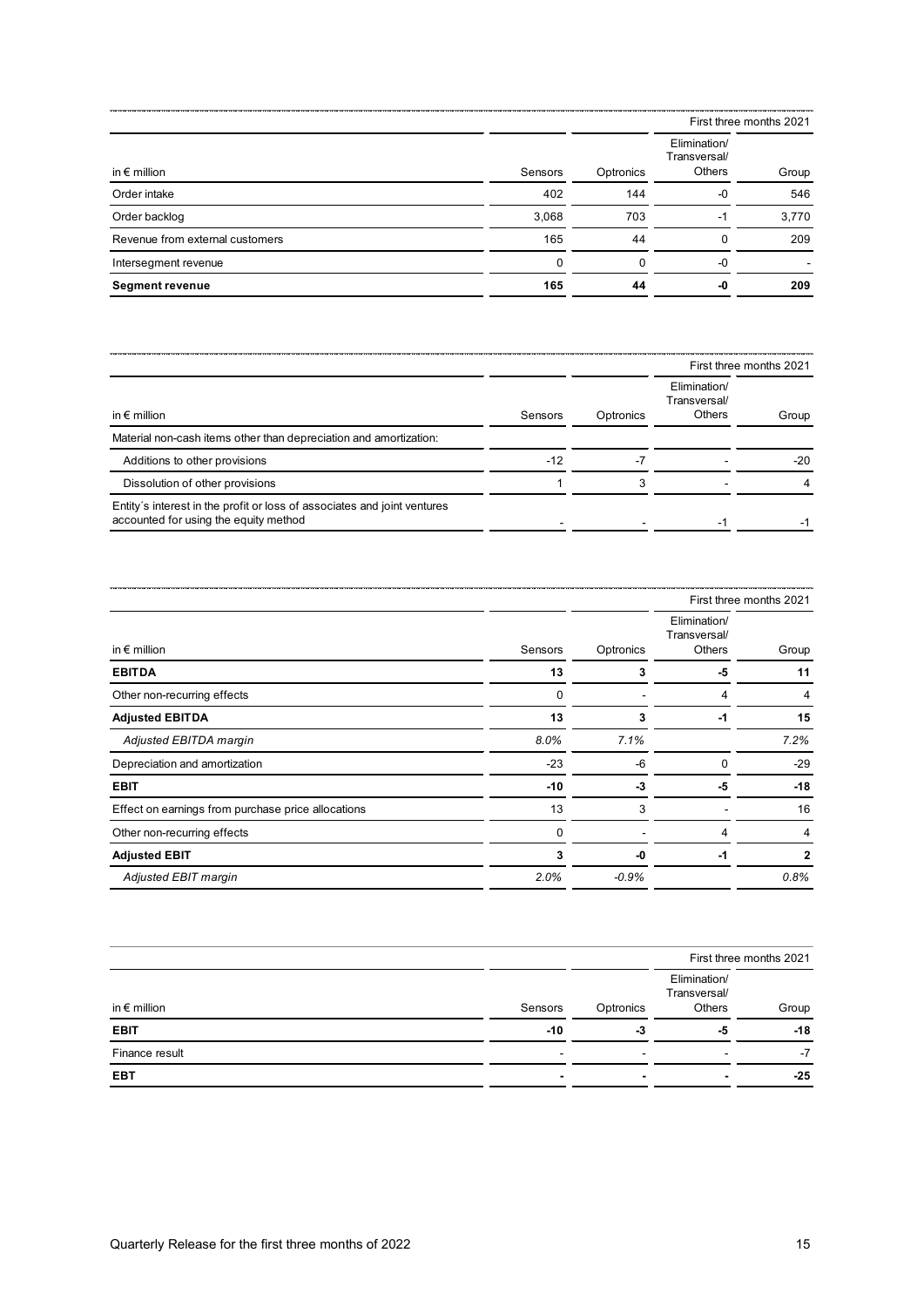| in € million | Sensors | Optronics | Elimination/ Transversal/ Others | Group |
|---|---|---|---|---|
| | | | | First three months 2021 |
| Order intake | 402 | 144 | -0 | 546 |
| Order backlog | 3,068 | 703 | -1 | 3,770 |
| Revenue from external customers | 165 | 44 | 0 | 209 |
| Intersegment revenue | 0 | 0 | -0 | - |
| **Segment revenue** | **165** | **44** | **-0** | **209** |

| in € million | Sensors | Optronics | Elimination/ Transversal/ Others | Group |
|---|---|---|---|---|
| | | | | First three months 2021 |
| Material non-cash items other than depreciation and amortization: | | | | |
| Additions to other provisions | -12 | -7 | - | -20 |
| Dissolution of other provisions | 1 | 3 | - | 4 |
| Entity´s interest in the profit or loss of associates and joint ventures accounted for using the equity method | - | - | -1 | -1 |

| in € million | Sensors | Optronics | Elimination/ Transversal/ Others | Group |
|---|---|---|---|---|
| | | | | First three months 2021 |
| **EBITDA** | **13** | **3** | **-5** | **11** |
| Other non-recurring effects | 0 | - | 4 | 4 |
| **Adjusted EBITDA** | **13** | **3** | **-1** | **15** |
| *Adjusted EBITDA margin* | *8.0%* | *7.1%* | | *7.2%* |
| Depreciation and amortization | -23 | -6 | 0 | -29 |
| **EBIT** | **-10** | **-3** | **-5** | **-18** |
| Effect on earnings from purchase price allocations | 13 | 3 | - | 16 |
| Other non-recurring effects | 0 | - | 4 | 4 |
| **Adjusted EBIT** | **3** | **-0** | **-1** | **2** |
| *Adjusted EBIT margin* | *2.0%* | *-0.9%* | | *0.8%* |

| in € million | Sensors | Optronics | Elimination/ Transversal/ Others | Group |
|---|---|---|---|---|
| | | | | First three months 2021 |
| **EBIT** | **-10** | **-3** | **-5** | **-18** |
| Finance result | - | - | - | -7 |
| **EBT** | **-** | **-** | **-** | **-25** |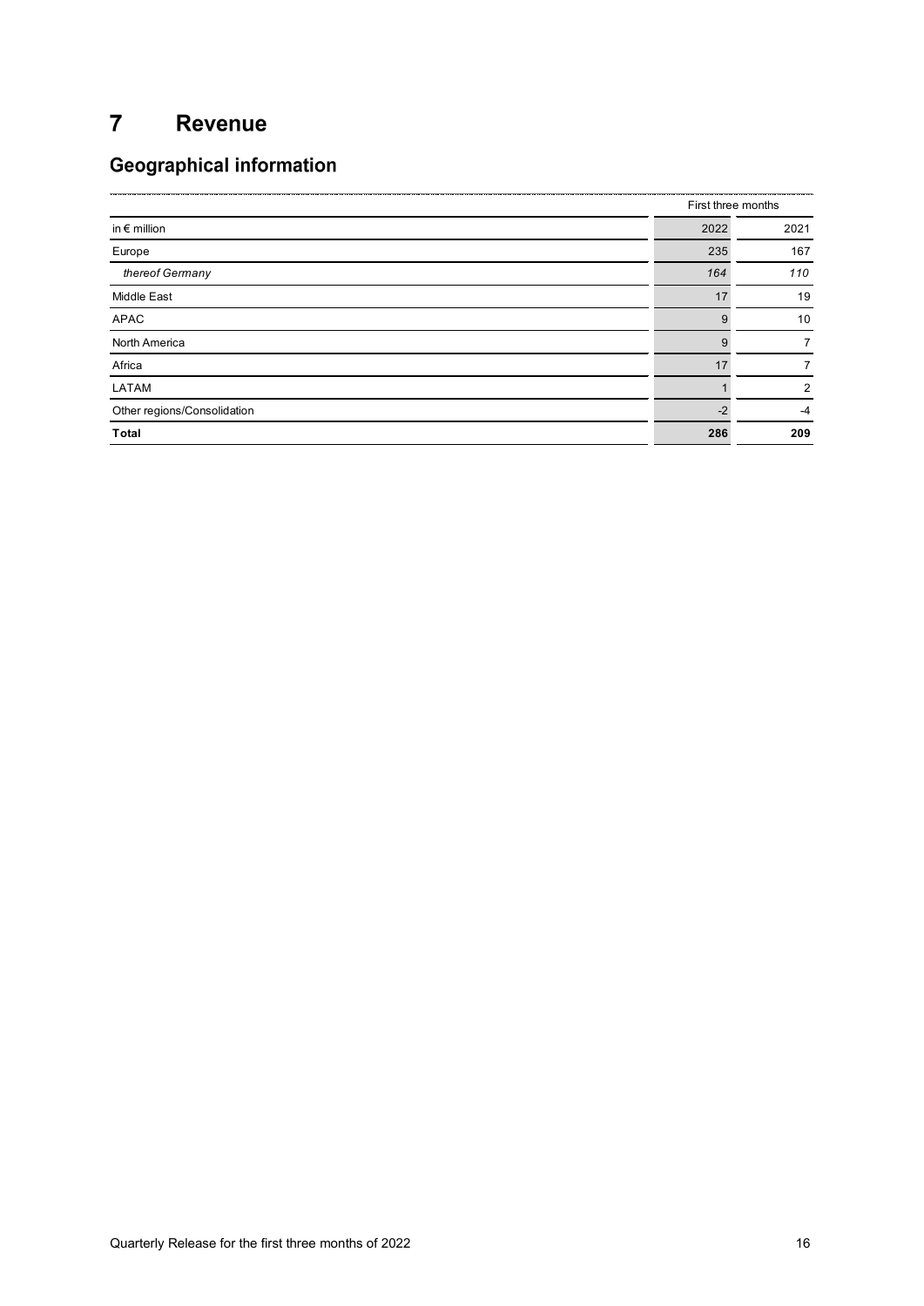# 7 Revenue

## Geographical information

| | First three months | |
|---|---|---|
| in € million | 2022 | 2021 |
| Europe | 235 | 167 |
| *thereof Germany* | *164* | *110* |
| Middle East | 17 | 19 |
| APAC | 9 | 10 |
| North America | 9 | 7 |
| Africa | 17 | 7 |
| LATAM | 1 | 2 |
| Other regions/Consolidation | -2 | -4 |
| **Total** | **286** | **209** |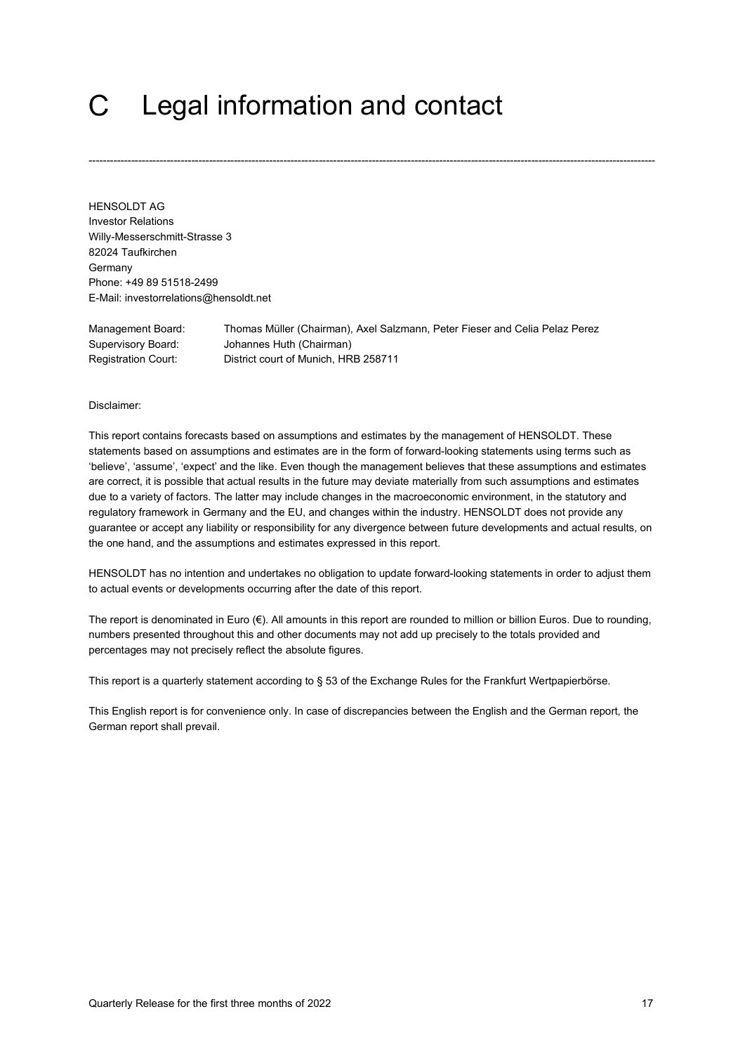# C Legal information and contact

HENSOLDT AG
Investor Relations
Willy-Messerschmitt-Strasse 3
82024 Taufkirchen
Germany
Phone: +49 89 51518-2499
E-Mail: investorrelations@hensoldt.net

| | |
|---|---|
| Management Board: | Thomas Müller (Chairman), Axel Salzmann, Peter Fieser and Celia Pelaz Perez |
| Supervisory Board: | Johannes Huth (Chairman) |
| Registration Court: | District court of Munich, HRB 258711 |

Disclaimer:

This report contains forecasts based on assumptions and estimates by the management of HENSOLDT. These statements based on assumptions and estimates are in the form of forward-looking statements using terms such as 'believe', 'assume', 'expect' and the like. Even though the management believes that these assumptions and estimates are correct, it is possible that actual results in the future may deviate materially from such assumptions and estimates due to a variety of factors. The latter may include changes in the macroeconomic environment, in the statutory and regulatory framework in Germany and the EU, and changes within the industry. HENSOLDT does not provide any guarantee or accept any liability or responsibility for any divergence between future developments and actual results, on the one hand, and the assumptions and estimates expressed in this report.

HENSOLDT has no intention and undertakes no obligation to update forward-looking statements in order to adjust them to actual events or developments occurring after the date of this report.

The report is denominated in Euro (€). All amounts in this report are rounded to million or billion Euros. Due to rounding, numbers presented throughout this and other documents may not add up precisely to the totals provided and percentages may not precisely reflect the absolute figures.

This report is a quarterly statement according to § 53 of the Exchange Rules for the Frankfurt Wertpapierbörse.

This English report is for convenience only. In case of discrepancies between the English and the German report, the German report shall prevail.